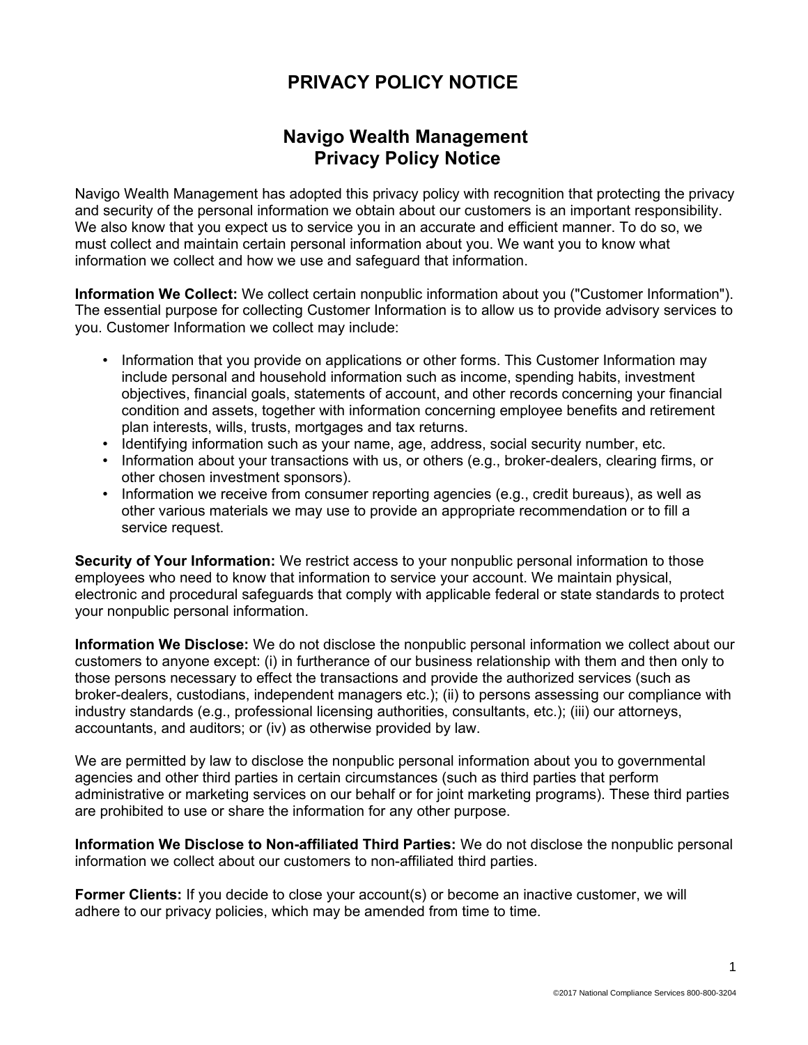# PRIVACY POLICY NOTICE

## Navigo Wealth Management
## Privacy Policy Notice

Navigo Wealth Management has adopted this privacy policy with recognition that protecting the privacy and security of the personal information we obtain about our customers is an important responsibility. We also know that you expect us to service you in an accurate and efficient manner. To do so, we must collect and maintain certain personal information about you. We want you to know what information we collect and how we use and safeguard that information.

**Information We Collect:** We collect certain nonpublic information about you ("Customer Information"). The essential purpose for collecting Customer Information is to allow us to provide advisory services to you. Customer Information we collect may include:

- Information that you provide on applications or other forms. This Customer Information may include personal and household information such as income, spending habits, investment objectives, financial goals, statements of account, and other records concerning your financial condition and assets, together with information concerning employee benefits and retirement plan interests, wills, trusts, mortgages and tax returns.
- Identifying information such as your name, age, address, social security number, etc.
- Information about your transactions with us, or others (e.g., broker-dealers, clearing firms, or other chosen investment sponsors).
- Information we receive from consumer reporting agencies (e.g., credit bureaus), as well as other various materials we may use to provide an appropriate recommendation or to fill a service request.

**Security of Your Information:** We restrict access to your nonpublic personal information to those employees who need to know that information to service your account. We maintain physical, electronic and procedural safeguards that comply with applicable federal or state standards to protect your nonpublic personal information.

**Information We Disclose:** We do not disclose the nonpublic personal information we collect about our customers to anyone except: (i) in furtherance of our business relationship with them and then only to those persons necessary to effect the transactions and provide the authorized services (such as broker-dealers, custodians, independent managers etc.); (ii) to persons assessing our compliance with industry standards (e.g., professional licensing authorities, consultants, etc.); (iii) our attorneys, accountants, and auditors; or (iv) as otherwise provided by law.

We are permitted by law to disclose the nonpublic personal information about you to governmental agencies and other third parties in certain circumstances (such as third parties that perform administrative or marketing services on our behalf or for joint marketing programs). These third parties are prohibited to use or share the information for any other purpose.

**Information We Disclose to Non-affiliated Third Parties:** We do not disclose the nonpublic personal information we collect about our customers to non-affiliated third parties.

**Former Clients:** If you decide to close your account(s) or become an inactive customer, we will adhere to our privacy policies, which may be amended from time to time.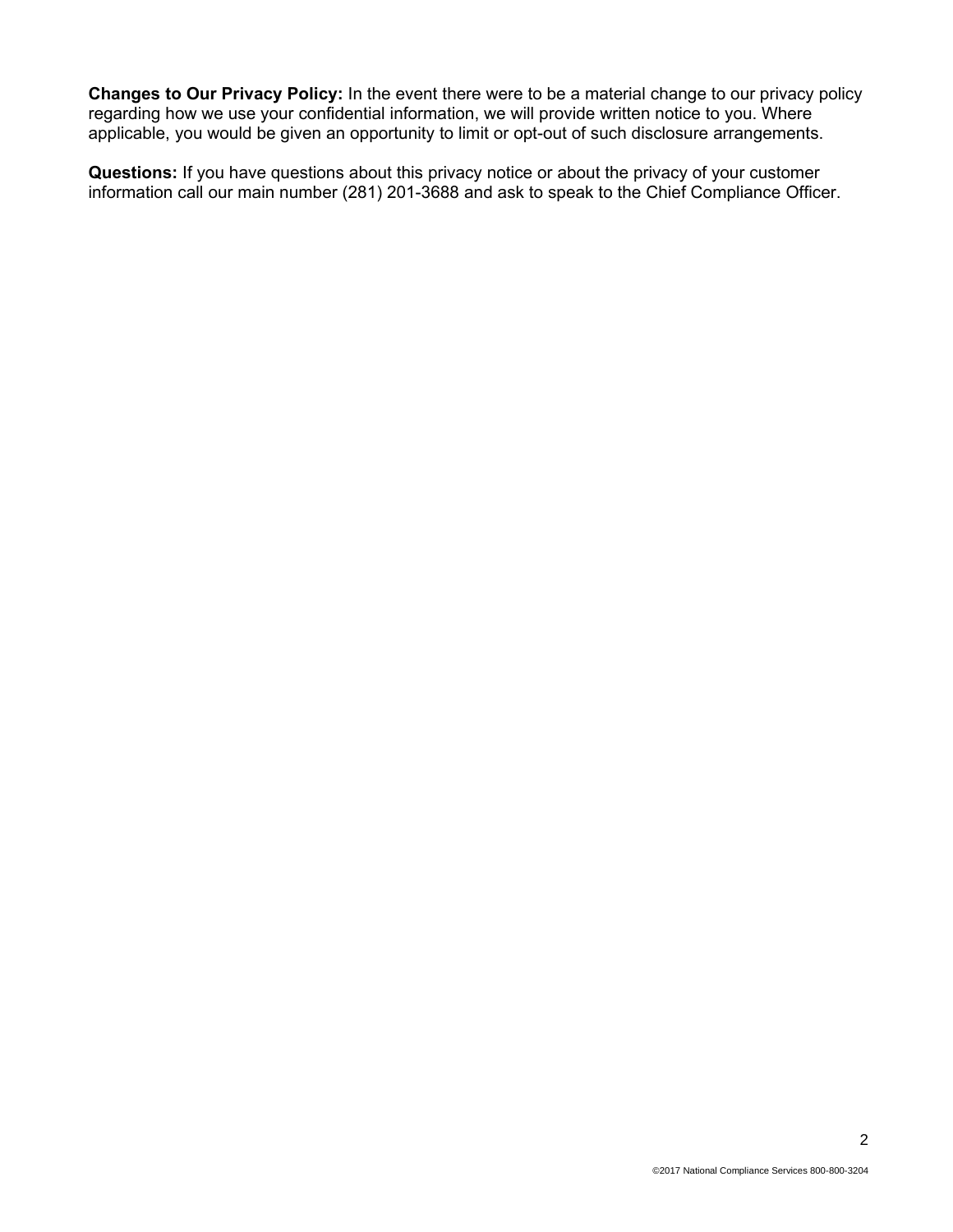**Changes to Our Privacy Policy:** In the event there were to be a material change to our privacy policy regarding how we use your confidential information, we will provide written notice to you. Where applicable, you would be given an opportunity to limit or opt-out of such disclosure arrangements.

**Questions:** If you have questions about this privacy notice or about the privacy of your customer information call our main number (281) 201-3688 and ask to speak to the Chief Compliance Officer.